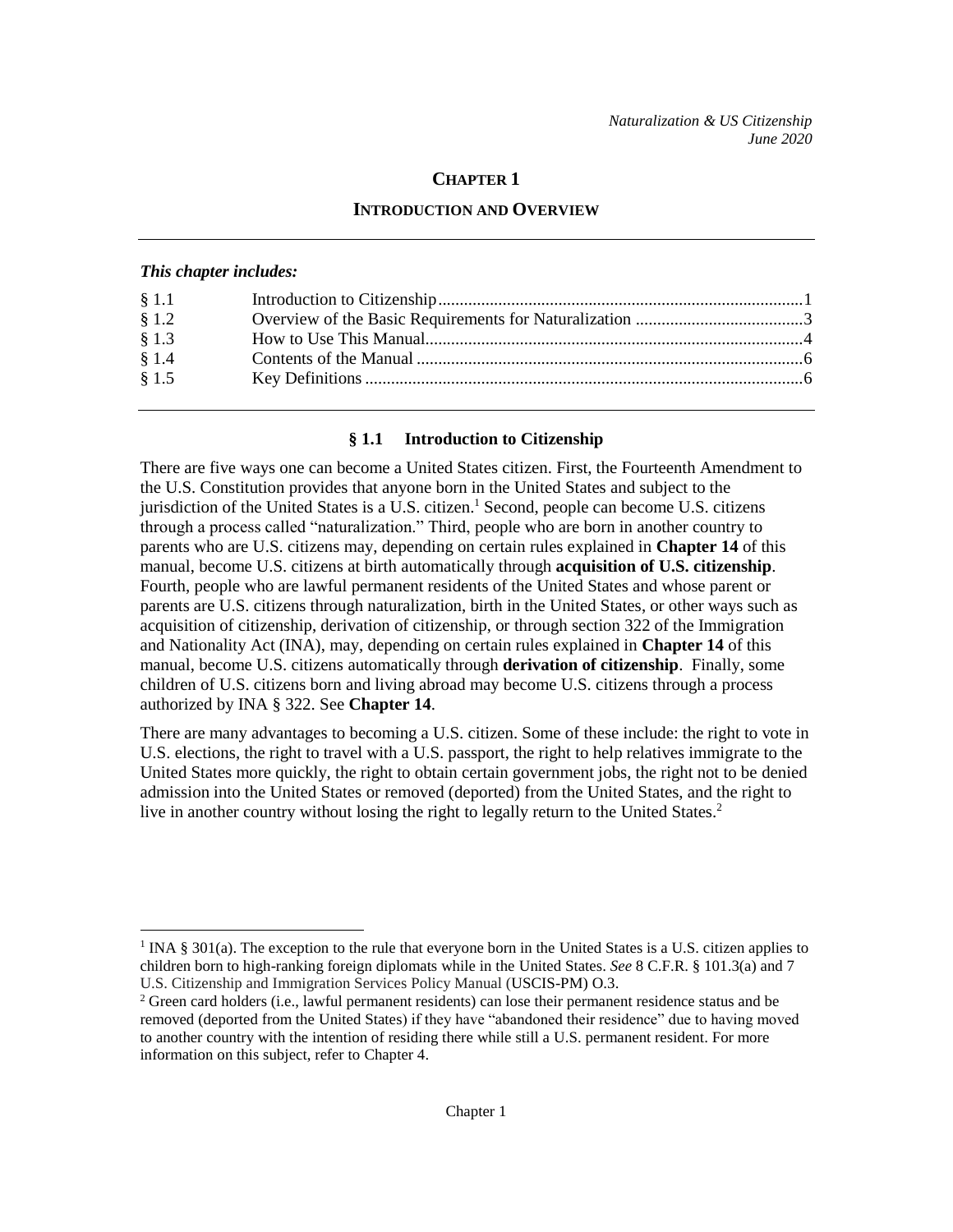# CHAPTER 1

## INTRODUCTION AND OVERVIEW

***This chapter includes:***

| | | |
|---|---|---|
| § 1.1 | Introduction to Citizenship | 1 |
| § 1.2 | Overview of the Basic Requirements for Naturalization | 3 |
| § 1.3 | How to Use This Manual | 4 |
| § 1.4 | Contents of the Manual | 6 |
| § 1.5 | Key Definitions | 6 |

### § 1.1 Introduction to Citizenship

There are five ways one can become a United States citizen. First, the Fourteenth Amendment to the U.S. Constitution provides that anyone born in the United States and subject to the jurisdiction of the United States is a U.S. citizen.[1] Second, people can become U.S. citizens through a process called "naturalization." Third, people who are born in another country to parents who are U.S. citizens may, depending on certain rules explained in **Chapter 14** of this manual, become U.S. citizens at birth automatically through **acquisition of U.S. citizenship**. Fourth, people who are lawful permanent residents of the United States and whose parent or parents are U.S. citizens through naturalization, birth in the United States, or other ways such as acquisition of citizenship, derivation of citizenship, or through section 322 of the Immigration and Nationality Act (INA), may, depending on certain rules explained in **Chapter 14** of this manual, become U.S. citizens automatically through **derivation of citizenship**. Finally, some children of U.S. citizens born and living abroad may become U.S. citizens through a process authorized by INA § 322. See **Chapter 14**.

There are many advantages to becoming a U.S. citizen. Some of these include: the right to vote in U.S. elections, the right to travel with a U.S. passport, the right to help relatives immigrate to the United States more quickly, the right to obtain certain government jobs, the right not to be denied admission into the United States or removed (deported) from the United States, and the right to live in another country without losing the right to legally return to the United States.[2]

---

[1] INA § 301(a). The exception to the rule that everyone born in the United States is a U.S. citizen applies to children born to high-ranking foreign diplomats while in the United States. *See* 8 C.F.R. § 101.3(a) and 7 U.S. Citizenship and Immigration Services Policy Manual (USCIS-PM) O.3.

[2] Green card holders (i.e., lawful permanent residents) can lose their permanent residence status and be removed (deported from the United States) if they have "abandoned their residence" due to having moved to another country with the intention of residing there while still a U.S. permanent resident. For more information on this subject, refer to Chapter 4.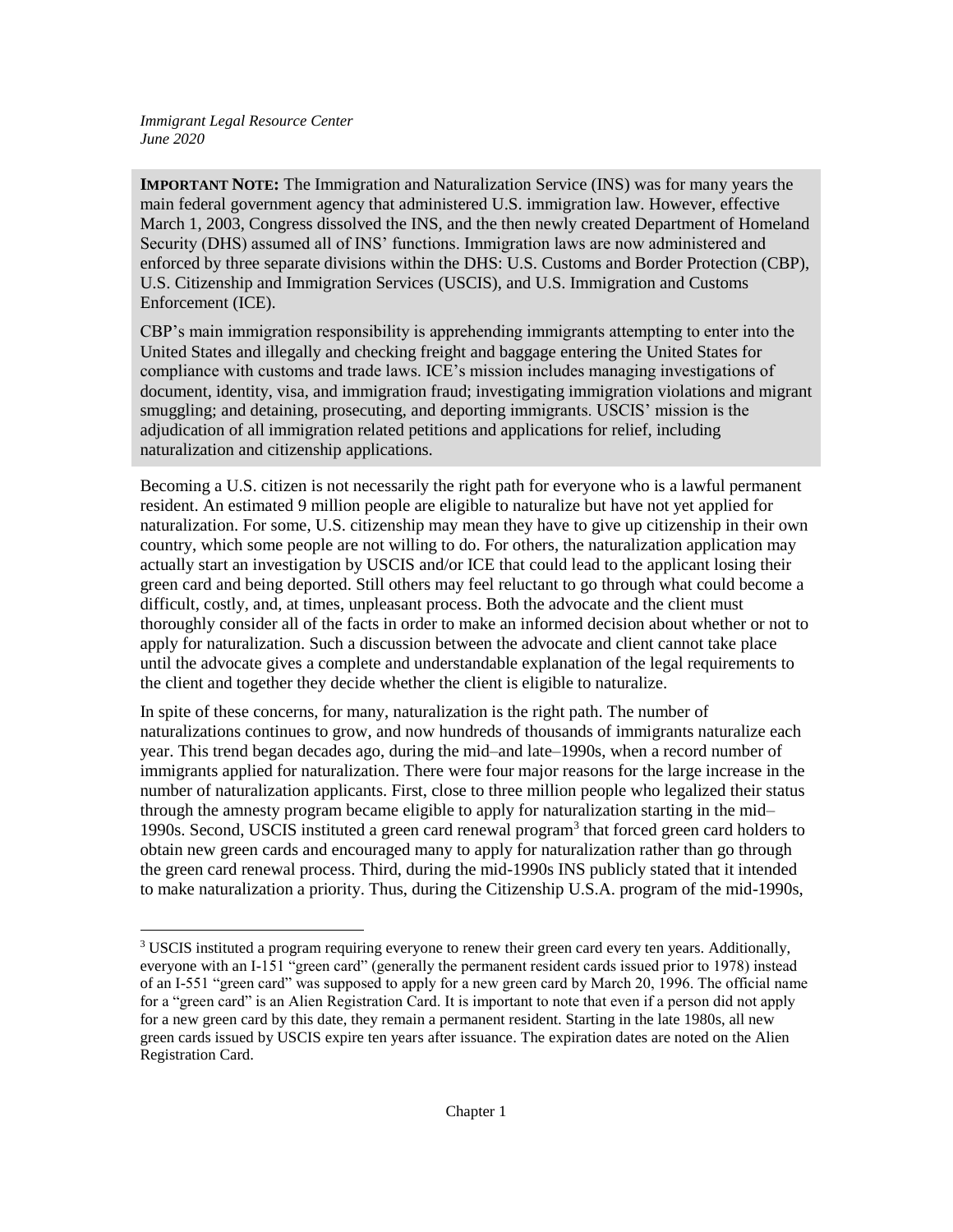*Immigrant Legal Resource Center*
*June 2020*

**IMPORTANT NOTE:** The Immigration and Naturalization Service (INS) was for many years the main federal government agency that administered U.S. immigration law. However, effective March 1, 2003, Congress dissolved the INS, and the then newly created Department of Homeland Security (DHS) assumed all of INS' functions. Immigration laws are now administered and enforced by three separate divisions within the DHS: U.S. Customs and Border Protection (CBP), U.S. Citizenship and Immigration Services (USCIS), and U.S. Immigration and Customs Enforcement (ICE).

CBP's main immigration responsibility is apprehending immigrants attempting to enter into the United States and illegally and checking freight and baggage entering the United States for compliance with customs and trade laws. ICE's mission includes managing investigations of document, identity, visa, and immigration fraud; investigating immigration violations and migrant smuggling; and detaining, prosecuting, and deporting immigrants. USCIS' mission is the adjudication of all immigration related petitions and applications for relief, including naturalization and citizenship applications.

Becoming a U.S. citizen is not necessarily the right path for everyone who is a lawful permanent resident. An estimated 9 million people are eligible to naturalize but have not yet applied for naturalization. For some, U.S. citizenship may mean they have to give up citizenship in their own country, which some people are not willing to do. For others, the naturalization application may actually start an investigation by USCIS and/or ICE that could lead to the applicant losing their green card and being deported. Still others may feel reluctant to go through what could become a difficult, costly, and, at times, unpleasant process. Both the advocate and the client must thoroughly consider all of the facts in order to make an informed decision about whether or not to apply for naturalization. Such a discussion between the advocate and client cannot take place until the advocate gives a complete and understandable explanation of the legal requirements to the client and together they decide whether the client is eligible to naturalize.

In spite of these concerns, for many, naturalization is the right path. The number of naturalizations continues to grow, and now hundreds of thousands of immigrants naturalize each year. This trend began decades ago, during the mid–and late–1990s, when a record number of immigrants applied for naturalization. There were four major reasons for the large increase in the number of naturalization applicants. First, close to three million people who legalized their status through the amnesty program became eligible to apply for naturalization starting in the mid–1990s. Second, USCIS instituted a green card renewal program[3] that forced green card holders to obtain new green cards and encouraged many to apply for naturalization rather than go through the green card renewal process. Third, during the mid-1990s INS publicly stated that it intended to make naturalization a priority. Thus, during the Citizenship U.S.A. program of the mid-1990s,

[3] USCIS instituted a program requiring everyone to renew their green card every ten years. Additionally, everyone with an I-151 "green card" (generally the permanent resident cards issued prior to 1978) instead of an I-551 "green card" was supposed to apply for a new green card by March 20, 1996. The official name for a "green card" is an Alien Registration Card. It is important to note that even if a person did not apply for a new green card by this date, they remain a permanent resident. Starting in the late 1980s, all new green cards issued by USCIS expire ten years after issuance. The expiration dates are noted on the Alien Registration Card.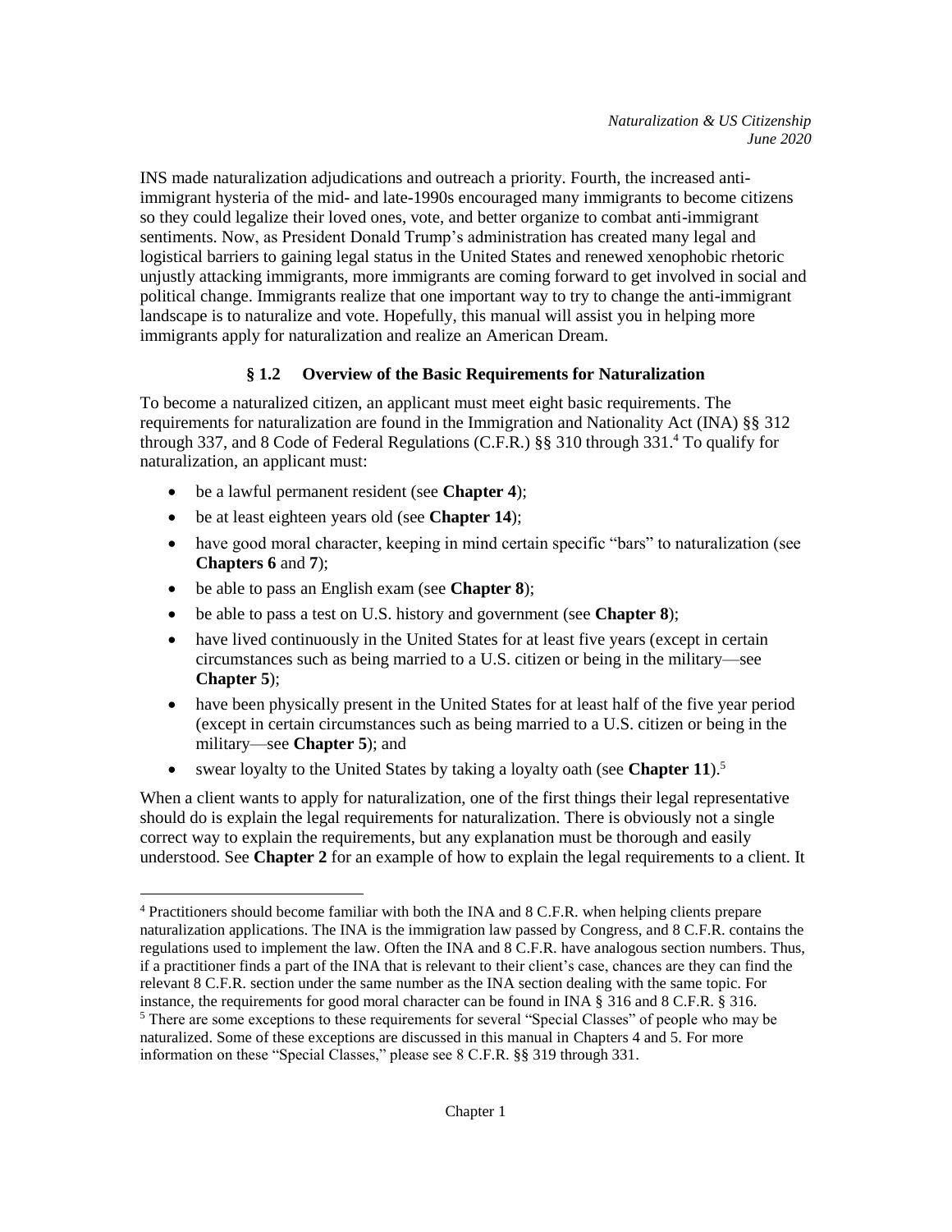INS made naturalization adjudications and outreach a priority. Fourth, the increased anti-immigrant hysteria of the mid- and late-1990s encouraged many immigrants to become citizens so they could legalize their loved ones, vote, and better organize to combat anti-immigrant sentiments. Now, as President Donald Trump's administration has created many legal and logistical barriers to gaining legal status in the United States and renewed xenophobic rhetoric unjustly attacking immigrants, more immigrants are coming forward to get involved in social and political change. Immigrants realize that one important way to try to change the anti-immigrant landscape is to naturalize and vote. Hopefully, this manual will assist you in helping more immigrants apply for naturalization and realize an American Dream.

## § 1.2 Overview of the Basic Requirements for Naturalization

To become a naturalized citizen, an applicant must meet eight basic requirements. The requirements for naturalization are found in the Immigration and Nationality Act (INA) §§ 312 through 337, and 8 Code of Federal Regulations (C.F.R.) §§ 310 through 331.[4] To qualify for naturalization, an applicant must:

- be a lawful permanent resident (see **Chapter 4**);
- be at least eighteen years old (see **Chapter 14**);
- have good moral character, keeping in mind certain specific "bars" to naturalization (see **Chapters 6** and **7**);
- be able to pass an English exam (see **Chapter 8**);
- be able to pass a test on U.S. history and government (see **Chapter 8**);
- have lived continuously in the United States for at least five years (except in certain circumstances such as being married to a U.S. citizen or being in the military—see **Chapter 5**);
- have been physically present in the United States for at least half of the five year period (except in certain circumstances such as being married to a U.S. citizen or being in the military—see **Chapter 5**); and
- swear loyalty to the United States by taking a loyalty oath (see **Chapter 11**).[5]

When a client wants to apply for naturalization, one of the first things their legal representative should do is explain the legal requirements for naturalization. There is obviously not a single correct way to explain the requirements, but any explanation must be thorough and easily understood. See **Chapter 2** for an example of how to explain the legal requirements to a client. It

---

[4] Practitioners should become familiar with both the INA and 8 C.F.R. when helping clients prepare naturalization applications. The INA is the immigration law passed by Congress, and 8 C.F.R. contains the regulations used to implement the law. Often the INA and 8 C.F.R. have analogous section numbers. Thus, if a practitioner finds a part of the INA that is relevant to their client's case, chances are they can find the relevant 8 C.F.R. section under the same number as the INA section dealing with the same topic. For instance, the requirements for good moral character can be found in INA § 316 and 8 C.F.R. § 316.

[5] There are some exceptions to these requirements for several "Special Classes" of people who may be naturalized. Some of these exceptions are discussed in this manual in Chapters 4 and 5. For more information on these "Special Classes," please see 8 C.F.R. §§ 319 through 331.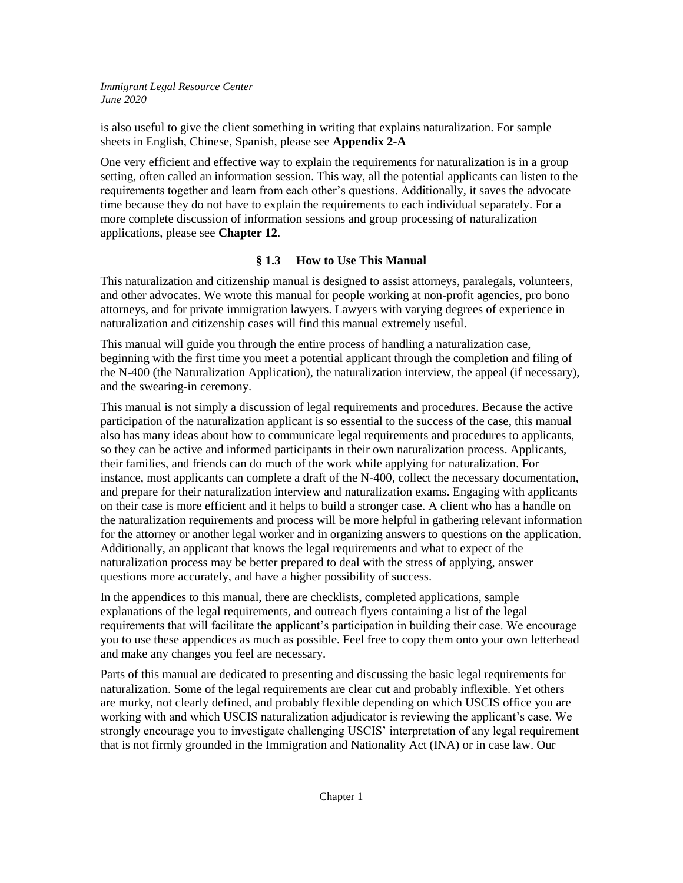is also useful to give the client something in writing that explains naturalization. For sample sheets in English, Chinese, Spanish, please see **Appendix 2-A**

One very efficient and effective way to explain the requirements for naturalization is in a group setting, often called an information session. This way, all the potential applicants can listen to the requirements together and learn from each other's questions. Additionally, it saves the advocate time because they do not have to explain the requirements to each individual separately. For a more complete discussion of information sessions and group processing of naturalization applications, please see **Chapter 12**.

## § 1.3 How to Use This Manual

This naturalization and citizenship manual is designed to assist attorneys, paralegals, volunteers, and other advocates. We wrote this manual for people working at non-profit agencies, pro bono attorneys, and for private immigration lawyers. Lawyers with varying degrees of experience in naturalization and citizenship cases will find this manual extremely useful.

This manual will guide you through the entire process of handling a naturalization case, beginning with the first time you meet a potential applicant through the completion and filing of the N-400 (the Naturalization Application), the naturalization interview, the appeal (if necessary), and the swearing-in ceremony.

This manual is not simply a discussion of legal requirements and procedures. Because the active participation of the naturalization applicant is so essential to the success of the case, this manual also has many ideas about how to communicate legal requirements and procedures to applicants, so they can be active and informed participants in their own naturalization process. Applicants, their families, and friends can do much of the work while applying for naturalization. For instance, most applicants can complete a draft of the N-400, collect the necessary documentation, and prepare for their naturalization interview and naturalization exams. Engaging with applicants on their case is more efficient and it helps to build a stronger case. A client who has a handle on the naturalization requirements and process will be more helpful in gathering relevant information for the attorney or another legal worker and in organizing answers to questions on the application. Additionally, an applicant that knows the legal requirements and what to expect of the naturalization process may be better prepared to deal with the stress of applying, answer questions more accurately, and have a higher possibility of success.

In the appendices to this manual, there are checklists, completed applications, sample explanations of the legal requirements, and outreach flyers containing a list of the legal requirements that will facilitate the applicant's participation in building their case. We encourage you to use these appendices as much as possible. Feel free to copy them onto your own letterhead and make any changes you feel are necessary.

Parts of this manual are dedicated to presenting and discussing the basic legal requirements for naturalization. Some of the legal requirements are clear cut and probably inflexible. Yet others are murky, not clearly defined, and probably flexible depending on which USCIS office you are working with and which USCIS naturalization adjudicator is reviewing the applicant's case. We strongly encourage you to investigate challenging USCIS' interpretation of any legal requirement that is not firmly grounded in the Immigration and Nationality Act (INA) or in case law. Our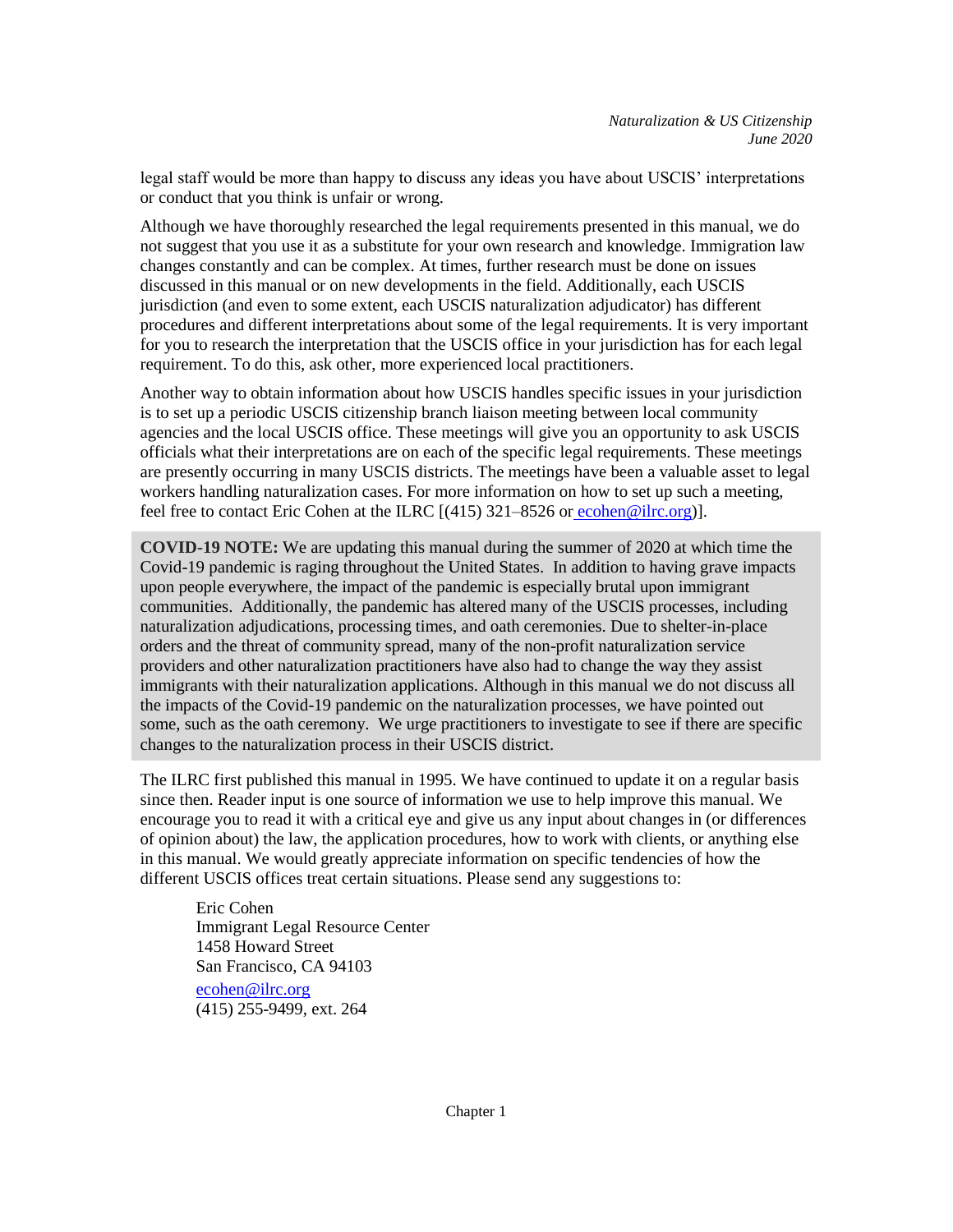legal staff would be more than happy to discuss any ideas you have about USCIS' interpretations or conduct that you think is unfair or wrong.

Although we have thoroughly researched the legal requirements presented in this manual, we do not suggest that you use it as a substitute for your own research and knowledge. Immigration law changes constantly and can be complex. At times, further research must be done on issues discussed in this manual or on new developments in the field. Additionally, each USCIS jurisdiction (and even to some extent, each USCIS naturalization adjudicator) has different procedures and different interpretations about some of the legal requirements. It is very important for you to research the interpretation that the USCIS office in your jurisdiction has for each legal requirement. To do this, ask other, more experienced local practitioners.

Another way to obtain information about how USCIS handles specific issues in your jurisdiction is to set up a periodic USCIS citizenship branch liaison meeting between local community agencies and the local USCIS office. These meetings will give you an opportunity to ask USCIS officials what their interpretations are on each of the specific legal requirements. These meetings are presently occurring in many USCIS districts. The meetings have been a valuable asset to legal workers handling naturalization cases. For more information on how to set up such a meeting, feel free to contact Eric Cohen at the ILRC [(415) 321–8526 or ecohen@ilrc.org)].

**COVID-19 NOTE:** We are updating this manual during the summer of 2020 at which time the Covid-19 pandemic is raging throughout the United States. In addition to having grave impacts upon people everywhere, the impact of the pandemic is especially brutal upon immigrant communities. Additionally, the pandemic has altered many of the USCIS processes, including naturalization adjudications, processing times, and oath ceremonies. Due to shelter-in-place orders and the threat of community spread, many of the non-profit naturalization service providers and other naturalization practitioners have also had to change the way they assist immigrants with their naturalization applications. Although in this manual we do not discuss all the impacts of the Covid-19 pandemic on the naturalization processes, we have pointed out some, such as the oath ceremony. We urge practitioners to investigate to see if there are specific changes to the naturalization process in their USCIS district.

The ILRC first published this manual in 1995. We have continued to update it on a regular basis since then. Reader input is one source of information we use to help improve this manual. We encourage you to read it with a critical eye and give us any input about changes in (or differences of opinion about) the law, the application procedures, how to work with clients, or anything else in this manual. We would greatly appreciate information on specific tendencies of how the different USCIS offices treat certain situations. Please send any suggestions to:

Eric Cohen
Immigrant Legal Resource Center
1458 Howard Street
San Francisco, CA 94103
ecohen@ilrc.org
(415) 255-9499, ext. 264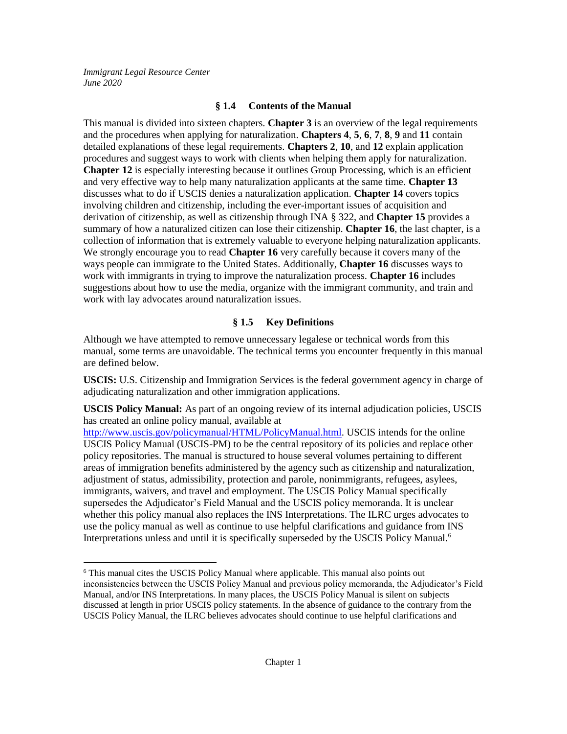## § 1.4 Contents of the Manual

This manual is divided into sixteen chapters. **Chapter 3** is an overview of the legal requirements and the procedures when applying for naturalization. **Chapters 4**, **5**, **6**, **7**, **8**, **9** and **11** contain detailed explanations of these legal requirements. **Chapters 2**, **10**, and **12** explain application procedures and suggest ways to work with clients when helping them apply for naturalization. **Chapter 12** is especially interesting because it outlines Group Processing, which is an efficient and very effective way to help many naturalization applicants at the same time. **Chapter 13** discusses what to do if USCIS denies a naturalization application. **Chapter 14** covers topics involving children and citizenship, including the ever-important issues of acquisition and derivation of citizenship, as well as citizenship through INA § 322, and **Chapter 15** provides a summary of how a naturalized citizen can lose their citizenship. **Chapter 16**, the last chapter, is a collection of information that is extremely valuable to everyone helping naturalization applicants. We strongly encourage you to read **Chapter 16** very carefully because it covers many of the ways people can immigrate to the United States. Additionally, **Chapter 16** discusses ways to work with immigrants in trying to improve the naturalization process. **Chapter 16** includes suggestions about how to use the media, organize with the immigrant community, and train and work with lay advocates around naturalization issues.

## § 1.5 Key Definitions

Although we have attempted to remove unnecessary legalese or technical words from this manual, some terms are unavoidable. The technical terms you encounter frequently in this manual are defined below.

**USCIS:** U.S. Citizenship and Immigration Services is the federal government agency in charge of adjudicating naturalization and other immigration applications.

**USCIS Policy Manual:** As part of an ongoing review of its internal adjudication policies, USCIS has created an online policy manual, available at http://www.uscis.gov/policymanual/HTML/PolicyManual.html. USCIS intends for the online USCIS Policy Manual (USCIS-PM) to be the central repository of its policies and replace other policy repositories. The manual is structured to house several volumes pertaining to different areas of immigration benefits administered by the agency such as citizenship and naturalization, adjustment of status, admissibility, protection and parole, nonimmigrants, refugees, asylees, immigrants, waivers, and travel and employment. The USCIS Policy Manual specifically supersedes the Adjudicator's Field Manual and the USCIS policy memoranda. It is unclear whether this policy manual also replaces the INS Interpretations. The ILRC urges advocates to use the policy manual as well as continue to use helpful clarifications and guidance from INS Interpretations unless and until it is specifically superseded by the USCIS Policy Manual.[6]

[6] This manual cites the USCIS Policy Manual where applicable. This manual also points out inconsistencies between the USCIS Policy Manual and previous policy memoranda, the Adjudicator's Field Manual, and/or INS Interpretations. In many places, the USCIS Policy Manual is silent on subjects discussed at length in prior USCIS policy statements. In the absence of guidance to the contrary from the USCIS Policy Manual, the ILRC believes advocates should continue to use helpful clarifications and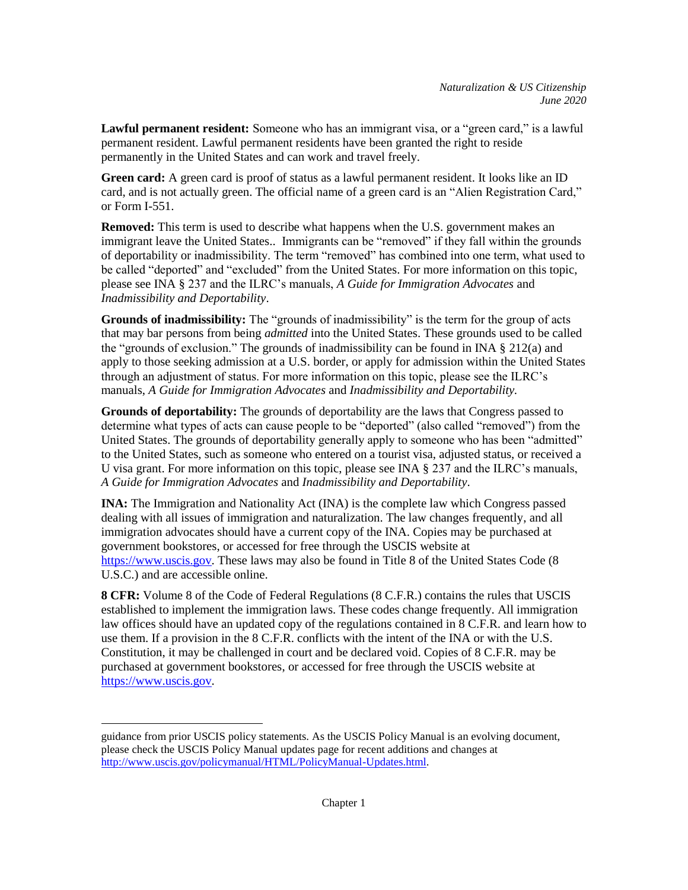**Lawful permanent resident:** Someone who has an immigrant visa, or a "green card," is a lawful permanent resident. Lawful permanent residents have been granted the right to reside permanently in the United States and can work and travel freely.

**Green card:** A green card is proof of status as a lawful permanent resident. It looks like an ID card, and is not actually green. The official name of a green card is an "Alien Registration Card," or Form I-551.

**Removed:** This term is used to describe what happens when the U.S. government makes an immigrant leave the United States.. Immigrants can be "removed" if they fall within the grounds of deportability or inadmissibility. The term "removed" has combined into one term, what used to be called "deported" and "excluded" from the United States. For more information on this topic, please see INA § 237 and the ILRC's manuals, *A Guide for Immigration Advocates* and *Inadmissibility and Deportability*.

**Grounds of inadmissibility:** The "grounds of inadmissibility" is the term for the group of acts that may bar persons from being *admitted* into the United States. These grounds used to be called the "grounds of exclusion." The grounds of inadmissibility can be found in INA § 212(a) and apply to those seeking admission at a U.S. border, or apply for admission within the United States through an adjustment of status. For more information on this topic, please see the ILRC's manuals, *A Guide for Immigration Advocates* and *Inadmissibility and Deportability.*

**Grounds of deportability:** The grounds of deportability are the laws that Congress passed to determine what types of acts can cause people to be "deported" (also called "removed") from the United States. The grounds of deportability generally apply to someone who has been "admitted" to the United States, such as someone who entered on a tourist visa, adjusted status, or received a U visa grant. For more information on this topic, please see INA § 237 and the ILRC's manuals, *A Guide for Immigration Advocates* and *Inadmissibility and Deportability*.

**INA:** The Immigration and Nationality Act (INA) is the complete law which Congress passed dealing with all issues of immigration and naturalization. The law changes frequently, and all immigration advocates should have a current copy of the INA. Copies may be purchased at government bookstores, or accessed for free through the USCIS website at https://www.uscis.gov. These laws may also be found in Title 8 of the United States Code (8 U.S.C.) and are accessible online.

**8 CFR:** Volume 8 of the Code of Federal Regulations (8 C.F.R.) contains the rules that USCIS established to implement the immigration laws. These codes change frequently. All immigration law offices should have an updated copy of the regulations contained in 8 C.F.R. and learn how to use them. If a provision in the 8 C.F.R. conflicts with the intent of the INA or with the U.S. Constitution, it may be challenged in court and be declared void. Copies of 8 C.F.R. may be purchased at government bookstores, or accessed for free through the USCIS website at https://www.uscis.gov.

---

guidance from prior USCIS policy statements. As the USCIS Policy Manual is an evolving document, please check the USCIS Policy Manual updates page for recent additions and changes at http://www.uscis.gov/policymanual/HTML/PolicyManual-Updates.html.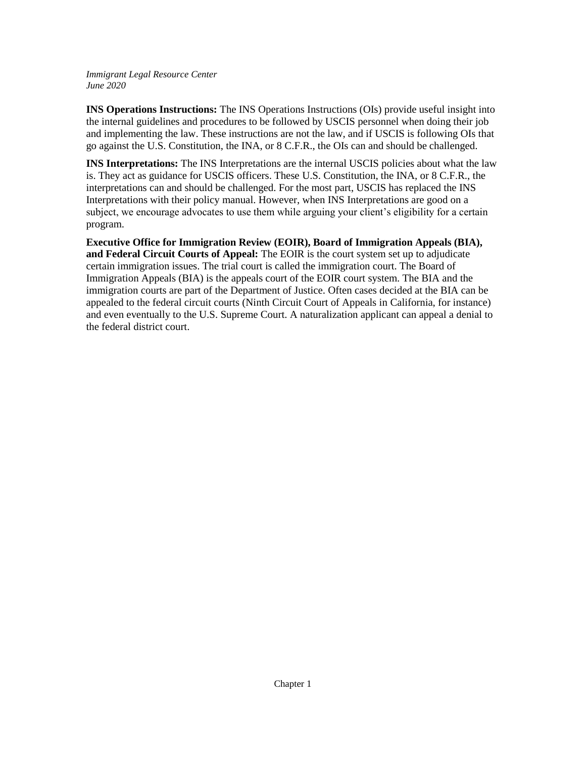**INS Operations Instructions:** The INS Operations Instructions (OIs) provide useful insight into the internal guidelines and procedures to be followed by USCIS personnel when doing their job and implementing the law. These instructions are not the law, and if USCIS is following OIs that go against the U.S. Constitution, the INA, or 8 C.F.R., the OIs can and should be challenged.

**INS Interpretations:** The INS Interpretations are the internal USCIS policies about what the law is. They act as guidance for USCIS officers. These U.S. Constitution, the INA, or 8 C.F.R., the interpretations can and should be challenged. For the most part, USCIS has replaced the INS Interpretations with their policy manual. However, when INS Interpretations are good on a subject, we encourage advocates to use them while arguing your client's eligibility for a certain program.

**Executive Office for Immigration Review (EOIR), Board of Immigration Appeals (BIA), and Federal Circuit Courts of Appeal:** The EOIR is the court system set up to adjudicate certain immigration issues. The trial court is called the immigration court. The Board of Immigration Appeals (BIA) is the appeals court of the EOIR court system. The BIA and the immigration courts are part of the Department of Justice. Often cases decided at the BIA can be appealed to the federal circuit courts (Ninth Circuit Court of Appeals in California, for instance) and even eventually to the U.S. Supreme Court. A naturalization applicant can appeal a denial to the federal district court.